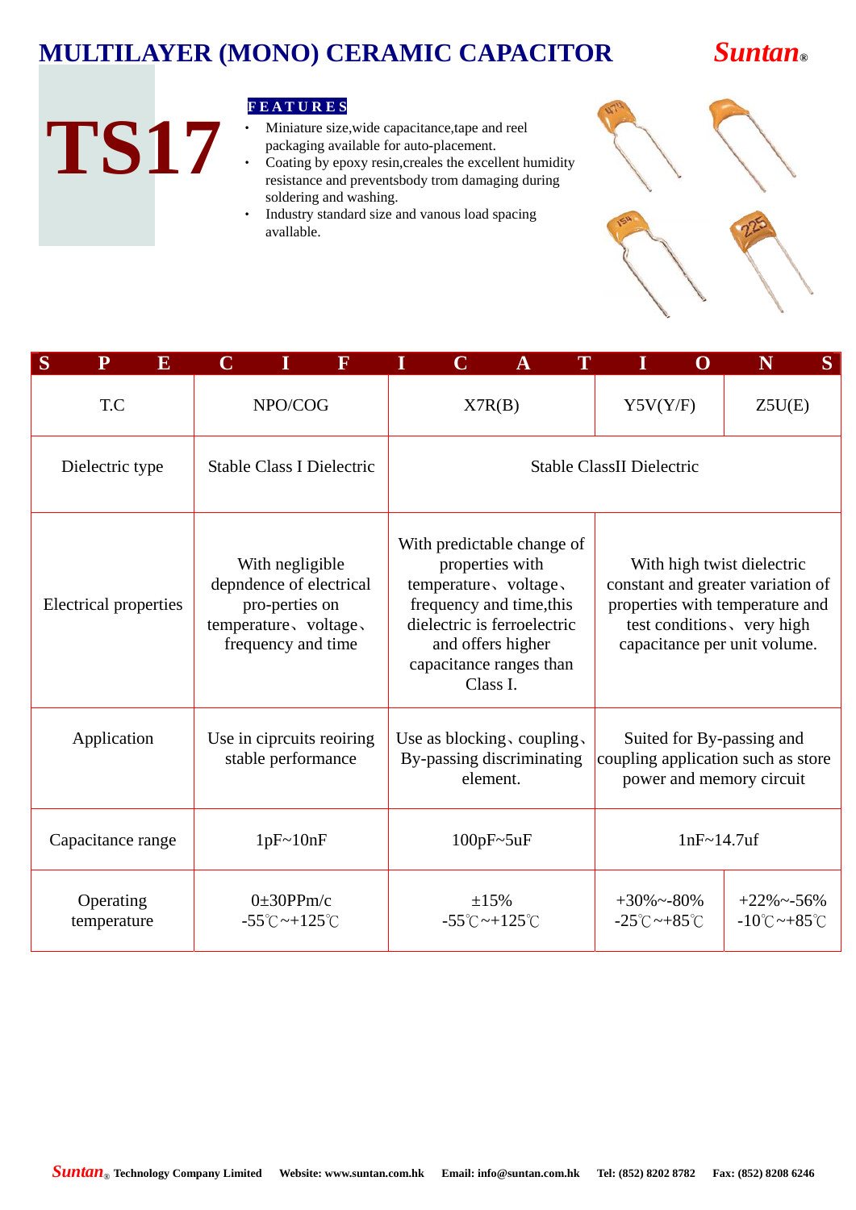# MULTILAYER (MONO) CERAMIC CAPACITOR

**Suntan®**

# TS17

**FEATURES**

- Miniature size,wide capacitance,tape and reel packaging available for auto-placement.
- Coating by epoxy resin,creales the excellent humidity resistance and preventsbody trom damaging during soldering and washing.
- Industry standard size and vanous load spacing avallable.

## SPECIFICATIONS

| T.C | NPO/COG | X7R(B) | Y5V(Y/F) | Z5U(E) |
|---|---|---|---|---|
| Dielectric type | Stable Class I Dielectric | Stable ClassII Dielectric | | |
| Electrical properties | With negligible depndence of electrical pro-perties on temperature、voltage、frequency and time | With predictable change of properties with temperature、voltage、frequency and time,this dielectric is ferroelectric and offers higher capacitance ranges than Class I. | With high twist dielectric constant and greater variation of properties with temperature and test conditions、very high capacitance per unit volume. | |
| Application | Use in ciprcuits reoiring stable performance | Use as blocking、coupling、By-passing discriminating element. | Suited for By-passing and coupling application such as store power and memory circuit | |
| Capacitance range | 1pF~10nF | 100pF~5uF | 1nF~14.7uf | |
| Operating temperature | 0±30PPm/c<br>-55℃~+125℃ | ±15%<br>-55℃~+125℃ | +30%~-80%<br>-25℃~+85℃ | +22%~-56%<br>-10℃~+85℃ |

**Suntan®** Technology Company Limited **Website: www.suntan.com.hk** **Email: info@suntan.com.hk** **Tel: (852) 8202 8782** **Fax: (852) 8208 6246**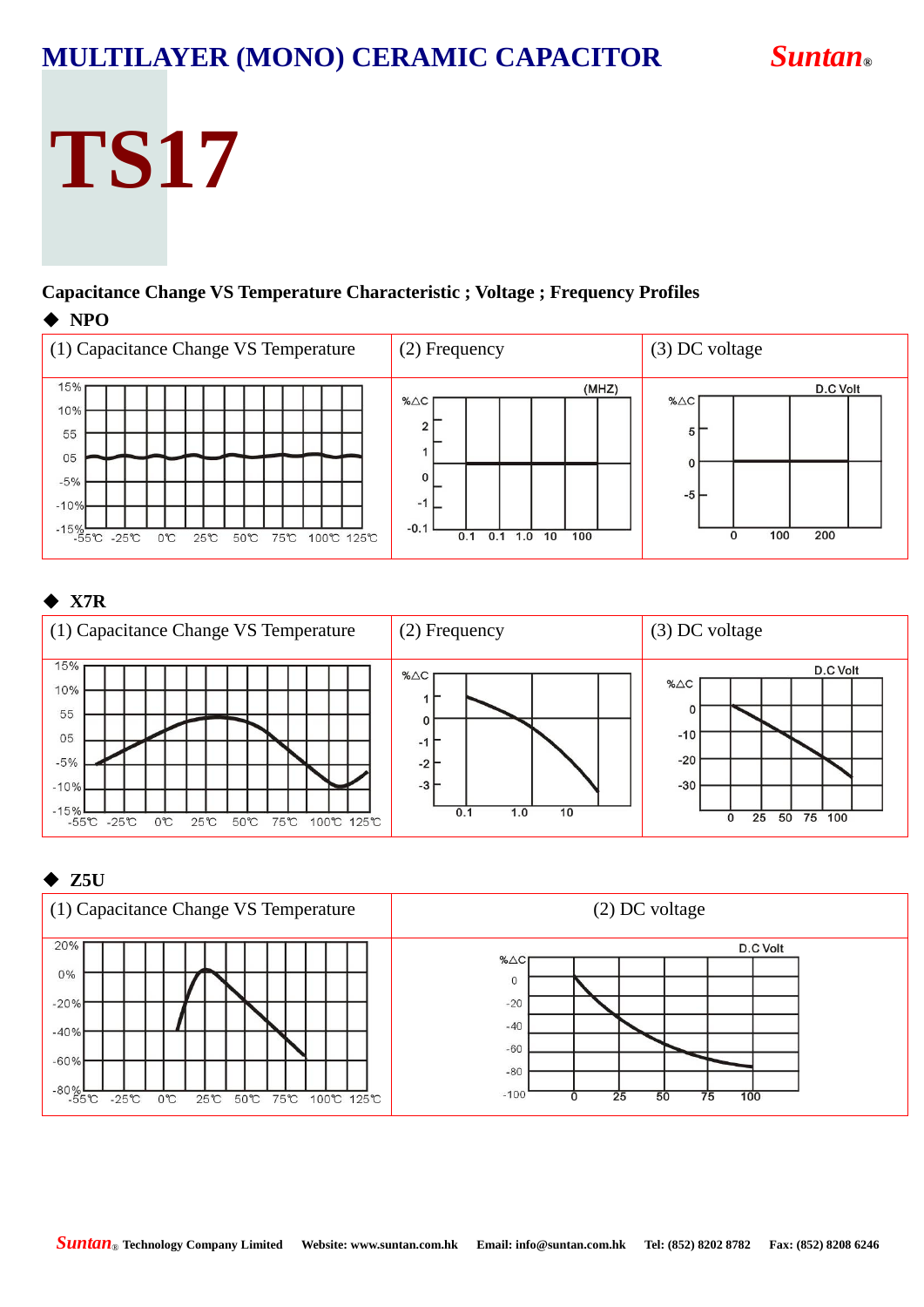# MULTILAYER (MONO) CERAMIC CAPACITOR

Suntan®

# TS17

**Capacitance Change VS Temperature Characteristic ; Voltage ; Frequency Profiles**

◆ **NPO**

| (1) Capacitance Change VS Temperature | (2) Frequency | (3) DC voltage |
|---|---|---|
| | | |

◆ **X7R**

| (1) Capacitance Change VS Temperature | (2) Frequency | (3) DC voltage |
|---|---|---|
| | | |

◆ **Z5U**

| (1) Capacitance Change VS Temperature | (2) DC voltage |
|---|---|
| | |

Suntan® Technology Company Limited Website: www.suntan.com.hk Email: info@suntan.com.hk Tel: (852) 8202 8782 Fax: (852) 8208 6246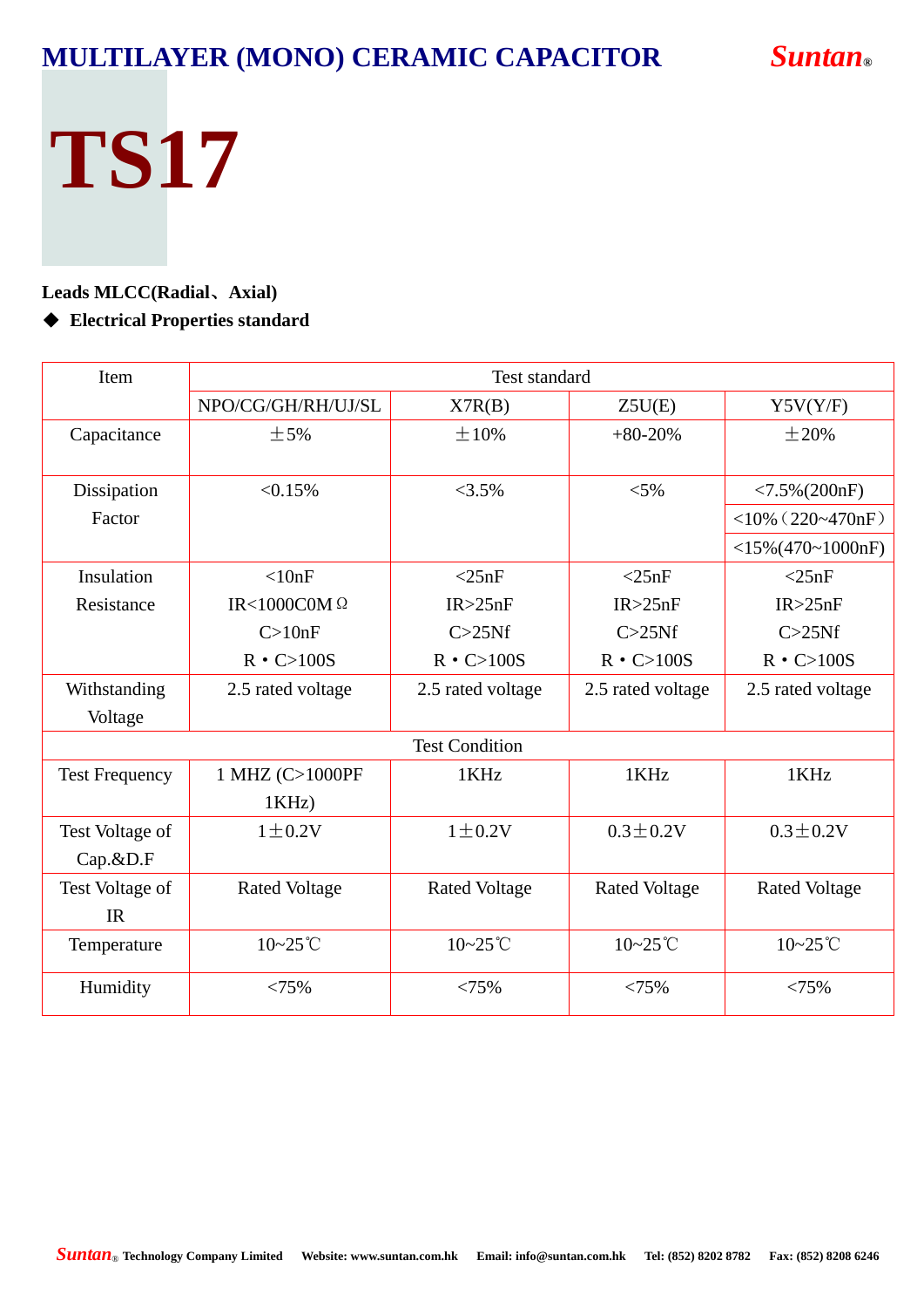# MULTILAYER (MONO) CERAMIC CAPACITOR

**Suntan®**

# TS17

**Leads MLCC(Radial、Axial)**

◆ **Electrical Properties standard**

| Item | Test standard | | | |
|---|---|---|---|---|
| | NPO/CG/GH/RH/UJ/SL | X7R(B) | Z5U(E) | Y5V(Y/F) |
| Capacitance | ±5% | ±10% | +80-20% | ±20% |
| Dissipation Factor | <0.15% | <3.5% | <5% | <7.5%(200nF)<br><10%（220~470nF）<br><15%(470~1000nF) |
| Insulation Resistance | <10nF<br>IR<1000C0MΩ<br>C>10nF<br>R・C>100S | <25nF<br>IR>25nF<br>C>25Nf<br>R・C>100S | <25nF<br>IR>25nF<br>C>25Nf<br>R・C>100S | <25nF<br>IR>25nF<br>C>25Nf<br>R・C>100S |
| Withstanding Voltage | 2.5 rated voltage | 2.5 rated voltage | 2.5 rated voltage | 2.5 rated voltage |
| Test Condition | | | | |
| Test Frequency | 1 MHZ (C>1000PF 1KHz) | 1KHz | 1KHz | 1KHz |
| Test Voltage of Cap.&D.F | 1±0.2V | 1±0.2V | 0.3±0.2V | 0.3±0.2V |
| Test Voltage of IR | Rated Voltage | Rated Voltage | Rated Voltage | Rated Voltage |
| Temperature | 10~25℃ | 10~25℃ | 10~25℃ | 10~25℃ |
| Humidity | <75% | <75% | <75% | <75% |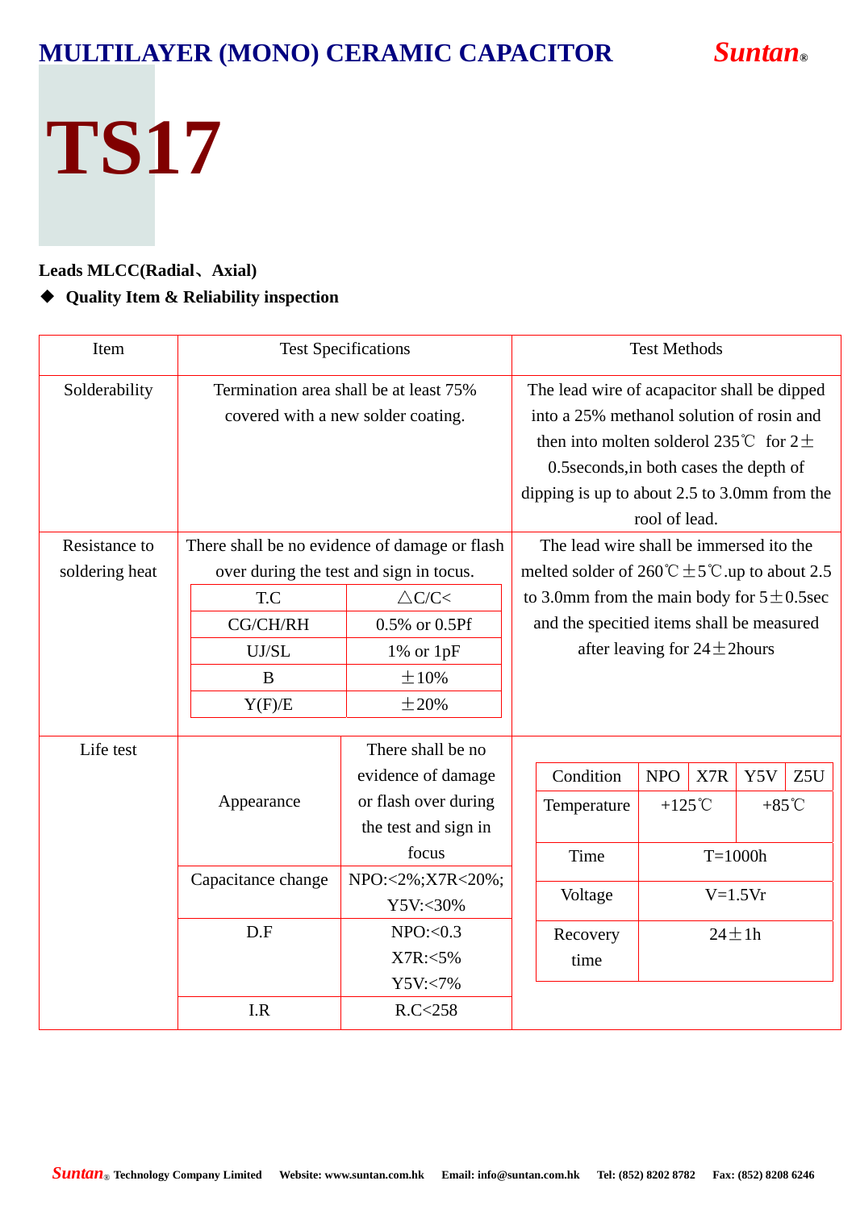# MULTILAYER (MONO) CERAMIC CAPACITOR

**Suntan®**

# TS17

**Leads MLCC(Radial、Axial)**

◆ **Quality Item & Reliability inspection**

| Item | Test Specifications | | Test Methods |
|---|---|---|---|
| Solderability | Termination area shall be at least 75% covered with a new solder coating. | | The lead wire of acapacitor shall be dipped into a 25% methanol solution of rosin and then into molten solderol 235℃ for 2±0.5seconds,in both cases the depth of dipping is up to about 2.5 to 3.0mm from the rool of lead. |
| Resistance to soldering heat | There shall be no evidence of damage or flash over during the test and sign in tocus. | | The lead wire shall be immersed ito the melted solder of 260℃±5℃.up to about 2.5 to 3.0mm from the main body for 5±0.5sec and the specitied items shall be measured after leaving for 24±2hours |
| | T.C | △C/C< | |
| | CG/CH/RH | 0.5% or 0.5Pf | |
| | UJ/SL | 1% or 1pF | |
| | B | ±10% | |
| | Y(F)/E | ±20% | |
| Life test | Appearance | There shall be no evidence of damage or flash over during the test and sign in focus | |
| | Capacitance change | NPO:<2%;X7R<20%; Y5V:<30% | |
| | D.F | NPO:<0.3 X7R:<5% Y5V:<7% | |
| | I.R | R.C<258 | |

Life test conditions:

| Condition | NPO | X7R | Y5V | Z5U |
|---|---|---|---|---|
| Temperature | +125℃ | | +85℃ | |
| Time | T=1000h | | | |
| Voltage | V=1.5Vr | | | |
| Recovery time | 24±1h | | | |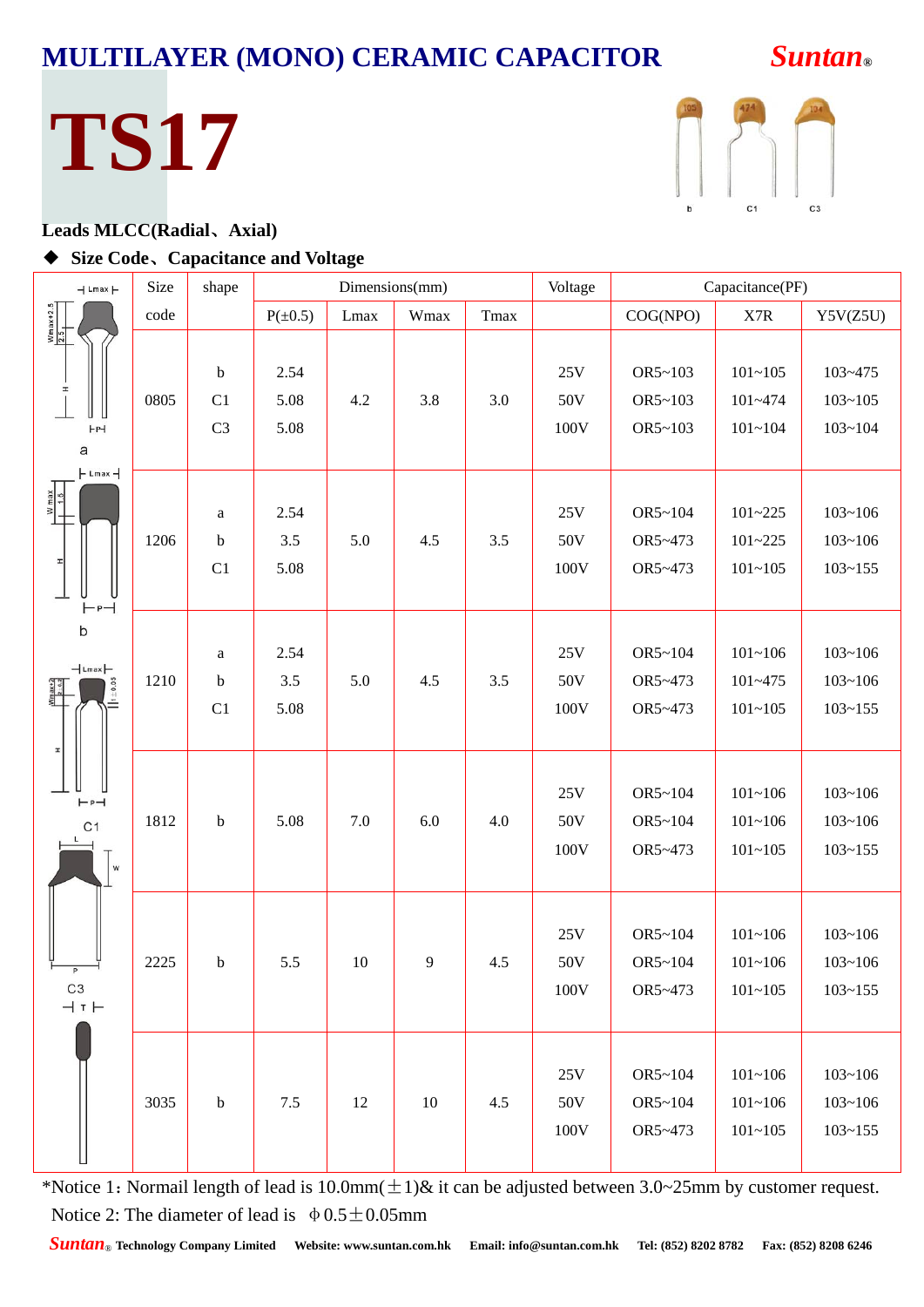# MULTILAYER (MONO) CERAMIC CAPACITOR

**Suntan®**

# TS17

**Leads MLCC(Radial、Axial)**

◆ **Size Code、Capacitance and Voltage**

| Size code | shape | Dimensions(mm) | | | | Voltage | Capacitance(PF) | | |
|---|---|---|---|---|---|---|---|---|---|
| | | P(±0.5) | Lmax | Wmax | Tmax | | COG(NPO) | X7R | Y5V(Z5U) |
| 0805 | b<br>C1<br>C3 | 2.54<br>5.08<br>5.08 | 4.2 | 3.8 | 3.0 | 25V<br>50V<br>100V | OR5~103<br>OR5~103<br>OR5~103 | 101~105<br>101~474<br>101~104 | 103~475<br>103~105<br>103~104 |
| 1206 | a<br>b<br>C1 | 2.54<br>3.5<br>5.08 | 5.0 | 4.5 | 3.5 | 25V<br>50V<br>100V | OR5~104<br>OR5~473<br>OR5~473 | 101~225<br>101~225<br>101~105 | 103~106<br>103~106<br>103~155 |
| 1210 | a<br>b<br>C1 | 2.54<br>3.5<br>5.08 | 5.0 | 4.5 | 3.5 | 25V<br>50V<br>100V | OR5~104<br>OR5~473<br>OR5~473 | 101~106<br>101~475<br>101~105 | 103~106<br>103~106<br>103~155 |
| 1812 | b | 5.08 | 7.0 | 6.0 | 4.0 | 25V<br>50V<br>100V | OR5~104<br>OR5~104<br>OR5~473 | 101~106<br>101~106<br>101~105 | 103~106<br>103~106<br>103~155 |
| 2225 | b | 5.5 | 10 | 9 | 4.5 | 25V<br>50V<br>100V | OR5~104<br>OR5~104<br>OR5~473 | 101~106<br>101~106<br>101~105 | 103~106<br>103~106<br>103~155 |
| 3035 | b | 7.5 | 12 | 10 | 4.5 | 25V<br>50V<br>100V | OR5~104<br>OR5~104<br>OR5~473 | 101~106<br>101~106<br>101~105 | 103~106<br>103~106<br>103~155 |

*Notice 1：Normail length of lead is 10.0mm(±1)& it can be adjusted between 3.0~25mm by customer request.

Notice 2: The diameter of lead is Φ0.5±0.05mm

Suntan® Technology Company Limited Website: www.suntan.com.hk Email: info@suntan.com.hk Tel: (852) 8202 8782 Fax: (852) 8208 6246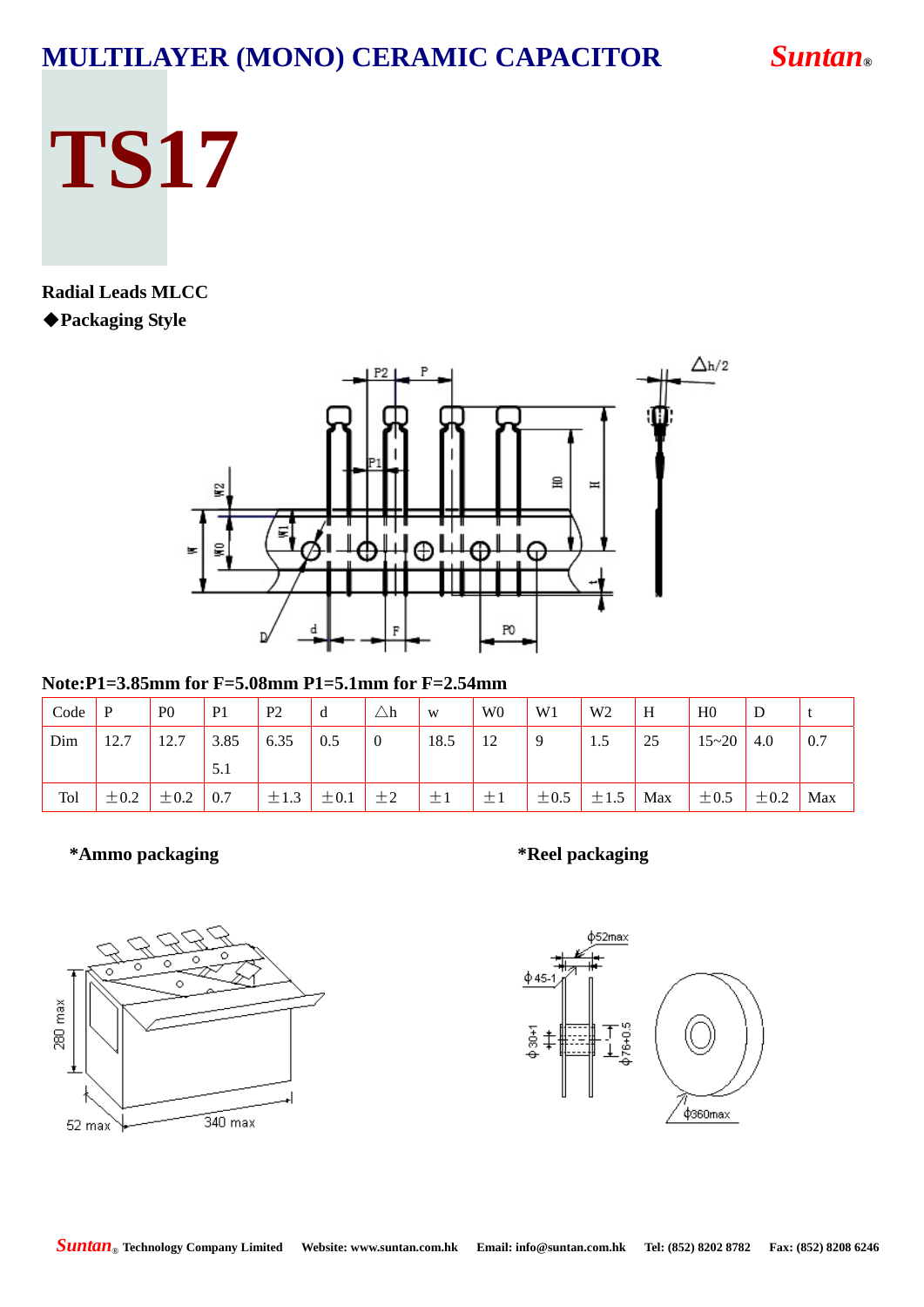# MULTILAYER (MONO) CERAMIC CAPACITOR

Suntan®

# TS17

**Radial Leads MLCC**

**◆Packaging Style**

**Note:P1=3.85mm for F=5.08mm P1=5.1mm for F=2.54mm**

| Code | P | P0 | P1 | P2 | d | △h | w | W0 | W1 | W2 | H | H0 | D | t |
|---|---|---|---|---|---|---|---|---|---|---|---|---|---|---|
| Dim | 12.7 | 12.7 | 3.85<br>5.1 | 6.35 | 0.5 | 0 | 18.5 | 12 | 9 | 1.5 | 25 | 15~20 | 4.0 | 0.7 |
| Tol | ±0.2 | ±0.2 | 0.7 | ±1.3 | ±0.1 | ±2 | ±1 | ±1 | ±0.5 | ±1.5 | Max | ±0.5 | ±0.2 | Max |

**\*Ammo packaging**

**\*Reel packaging**

Suntan® Technology Company Limited   Website: www.suntan.com.hk   Email: info@suntan.com.hk   Tel: (852) 8202 8782   Fax: (852) 8208 6246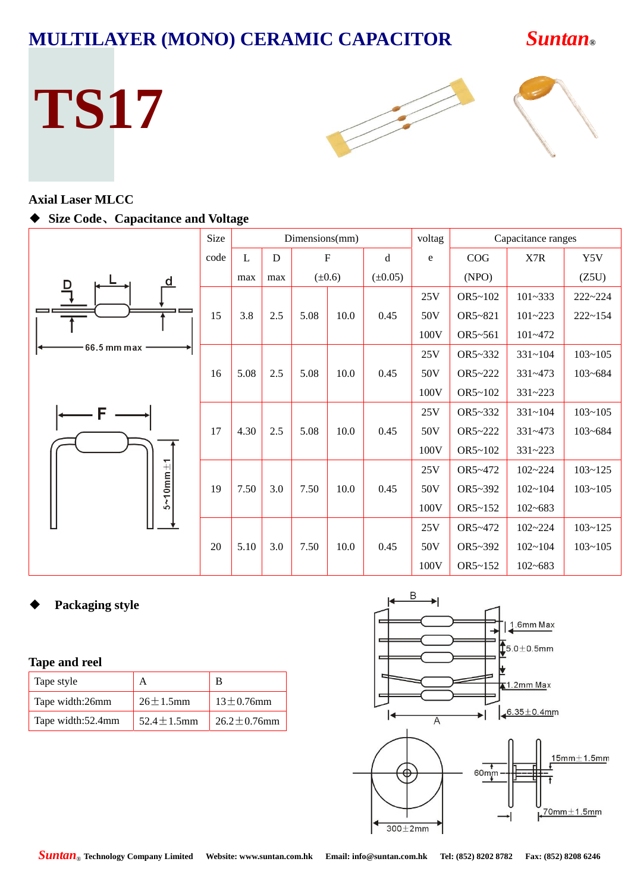# MULTILAYER (MONO) CERAMIC CAPACITOR

**Suntan®**

# TS17

**Axial Laser MLCC**

◆ **Size Code、Capacitance and Voltage**

| Size code | Dimensions(mm) | | | | | voltage | Capacitance ranges | | |
|---|---|---|---|---|---|---|---|---|---|
| | L max | D max | F (±0.6) | | d (±0.05) | | COG (NPO) | X7R | Y5V (Z5U) |
| 15 | 3.8 | 2.5 | 5.08 | 10.0 | 0.45 | 25V | OR5~102 | 101~333 | 222~224 |
| | | | | | | 50V | OR5~821 | 101~223 | 222~154 |
| | | | | | | 100V | OR5~561 | 101~472 | |
| 16 | 5.08 | 2.5 | 5.08 | 10.0 | 0.45 | 25V | OR5~332 | 331~104 | 103~105 |
| | | | | | | 50V | OR5~222 | 331~473 | 103~684 |
| | | | | | | 100V | OR5~102 | 331~223 | |
| 17 | 4.30 | 2.5 | 5.08 | 10.0 | 0.45 | 25V | OR5~332 | 331~104 | 103~105 |
| | | | | | | 50V | OR5~222 | 331~473 | 103~684 |
| | | | | | | 100V | OR5~102 | 331~223 | |
| 19 | 7.50 | 3.0 | 7.50 | 10.0 | 0.45 | 25V | OR5~472 | 102~224 | 103~125 |
| | | | | | | 50V | OR5~392 | 102~104 | 103~105 |
| | | | | | | 100V | OR5~152 | 102~683 | |
| 20 | 5.10 | 3.0 | 7.50 | 10.0 | 0.45 | 25V | OR5~472 | 102~224 | 103~125 |
| | | | | | | 50V | OR5~392 | 102~104 | 103~105 |
| | | | | | | 100V | OR5~152 | 102~683 | |

D, L, d, 66.5 mm max, F, 5~10mm±1

◆ **Packaging style**

**Tape and reel**

| Tape style | A | B |
|---|---|---|
| Tape width:26mm | 26±1.5mm | 13±0.76mm |
| Tape width:52.4mm | 52.4±1.5mm | 26.2±0.76mm |

B, A, 1.6mm Max, 5.0±0.5mm, 1.2mm Max, 6.35±0.4mm, 300±2mm, 60mm, 15mm±1.5mm, 70mm±1.5mm

**Suntan®** Technology Company Limited  Website: www.suntan.com.hk  Email: info@suntan.com.hk  Tel: (852) 8202 8782  Fax: (852) 8208 6246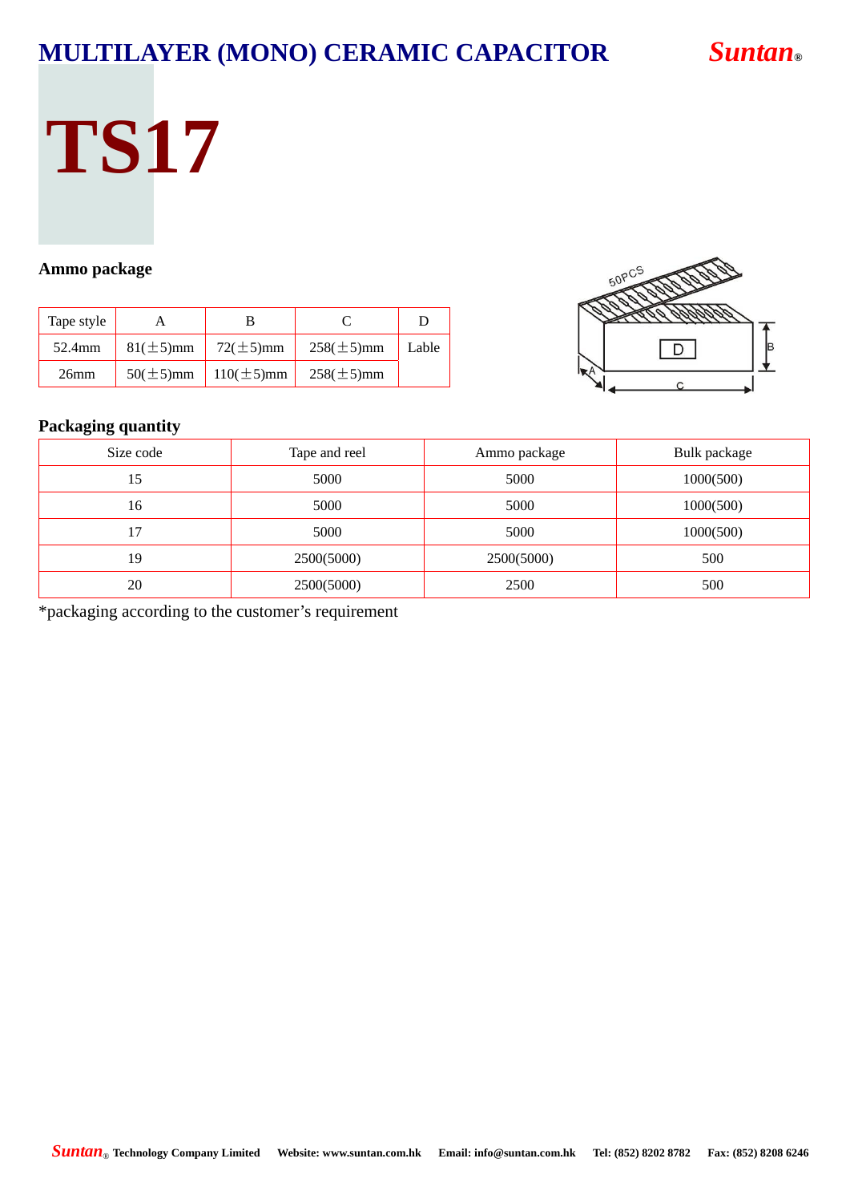# MULTILAYER (MONO) CERAMIC CAPACITOR

**Suntan®**

# TS17

### Ammo package

| Tape style | A | B | C | D |
|---|---|---|---|---|
| 52.4mm | 81(±5)mm | 72(±5)mm | 258(±5)mm | Lable |
| 26mm | 50(±5)mm | 110(±5)mm | 258(±5)mm | |

50PCS

D

A

B

C

### Packaging quantity

| Size code | Tape and reel | Ammo package | Bulk package |
|---|---|---|---|
| 15 | 5000 | 5000 | 1000(500) |
| 16 | 5000 | 5000 | 1000(500) |
| 17 | 5000 | 5000 | 1000(500) |
| 19 | 2500(5000) | 2500(5000) | 500 |
| 20 | 2500(5000) | 2500 | 500 |

*packaging according to the customer's requirement

**Suntan® Technology Company Limited   Website: www.suntan.com.hk   Email: info@suntan.com.hk   Tel: (852) 8202 8782   Fax: (852) 8208 6246**